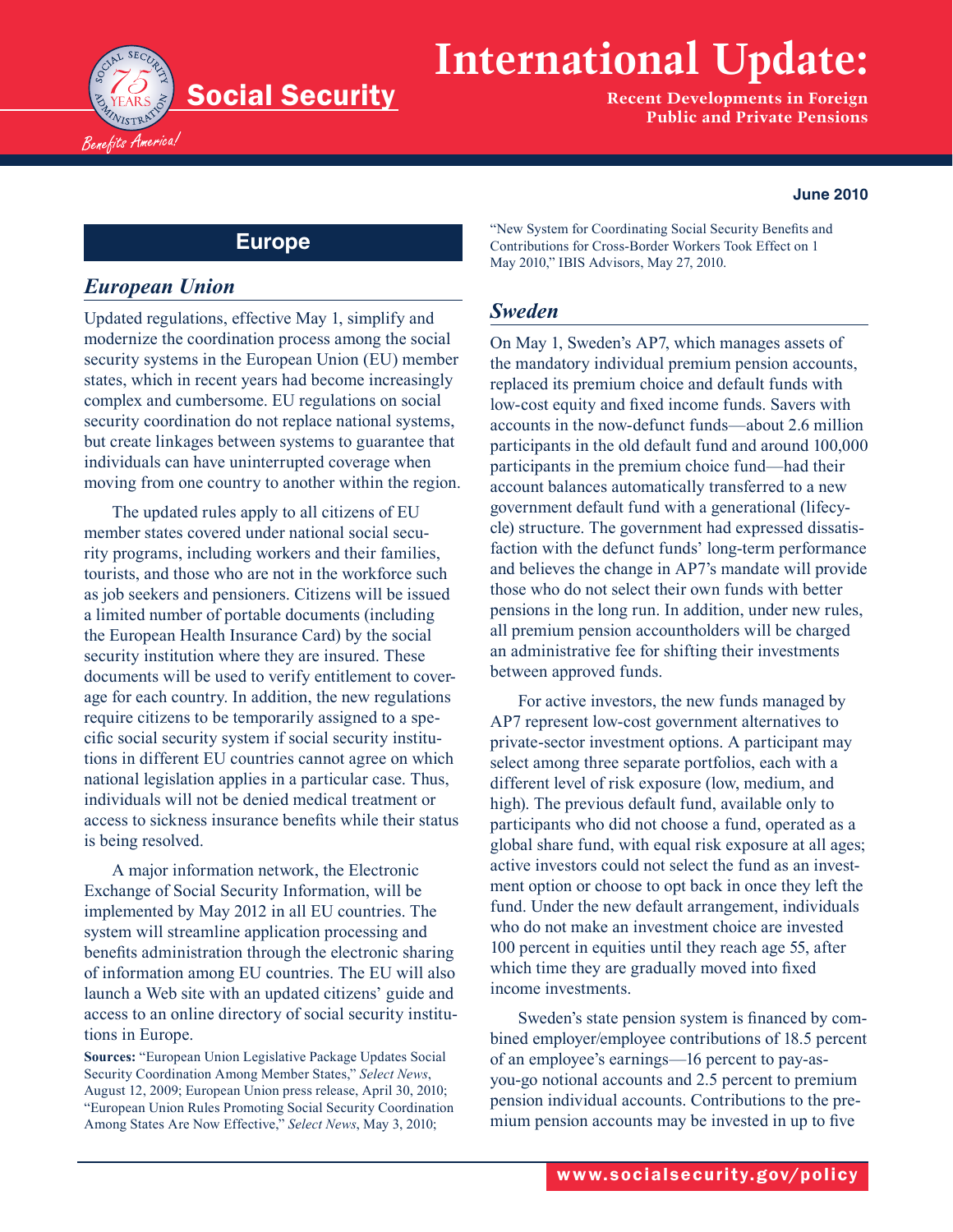# International Update:

**Recent Developments in Foreign Public and Private Pensions**

**June 2010**

## Europe

### *European Union*

Updated regulations, effective May 1, simplify and modernize the coordination process among the social security systems in the European Union (EU) member states, which in recent years had become increasingly complex and cumbersome. EU regulations on social security coordination do not replace national systems, but create linkages between systems to guarantee that individuals can have uninterrupted coverage when moving from one country to another within the region.

The updated rules apply to all citizens of EU member states covered under national social security programs, including workers and their families, tourists, and those who are not in the workforce such as job seekers and pensioners. Citizens will be issued a limited number of portable documents (including the European Health Insurance Card) by the social security institution where they are insured. These documents will be used to verify entitlement to coverage for each country. In addition, the new regulations require citizens to be temporarily assigned to a specific social security system if social security institutions in different EU countries cannot agree on which national legislation applies in a particular case. Thus, individuals will not be denied medical treatment or access to sickness insurance benefits while their status is being resolved.

A major information network, the Electronic Exchange of Social Security Information, will be implemented by May 2012 in all EU countries. The system will streamline application processing and benefits administration through the electronic sharing of information among EU countries. The EU will also launch a Web site with an updated citizens' guide and access to an online directory of social security institutions in Europe.

**Sources:** "European Union Legislative Package Updates Social Security Coordination Among Member States," *Select News*, August 12, 2009; European Union press release, April 30, 2010; "European Union Rules Promoting Social Security Coordination Among States Are Now Effective," *Select News*, May 3, 2010; "New System for Coordinating Social Security Benefits and Contributions for Cross-Border Workers Took Effect on 1 May 2010," IBIS Advisors, May 27, 2010.

### *Sweden*

On May 1, Sweden's AP7, which manages assets of the mandatory individual premium pension accounts, replaced its premium choice and default funds with low-cost equity and fixed income funds. Savers with accounts in the now-defunct funds—about 2.6 million participants in the old default fund and around 100,000 participants in the premium choice fund—had their account balances automatically transferred to a new government default fund with a generational (lifecycle) structure. The government had expressed dissatisfaction with the defunct funds' long-term performance and believes the change in AP7's mandate will provide those who do not select their own funds with better pensions in the long run. In addition, under new rules, all premium pension accountholders will be charged an administrative fee for shifting their investments between approved funds.

For active investors, the new funds managed by AP7 represent low-cost government alternatives to private-sector investment options. A participant may select among three separate portfolios, each with a different level of risk exposure (low, medium, and high). The previous default fund, available only to participants who did not choose a fund, operated as a global share fund, with equal risk exposure at all ages; active investors could not select the fund as an investment option or choose to opt back in once they left the fund. Under the new default arrangement, individuals who do not make an investment choice are invested 100 percent in equities until they reach age 55, after which time they are gradually moved into fixed income investments.

Sweden's state pension system is financed by combined employer/employee contributions of 18.5 percent of an employee's earnings—16 percent to pay-as-you-go notional accounts and 2.5 percent to premium pension individual accounts. Contributions to the premium pension accounts may be invested in up to five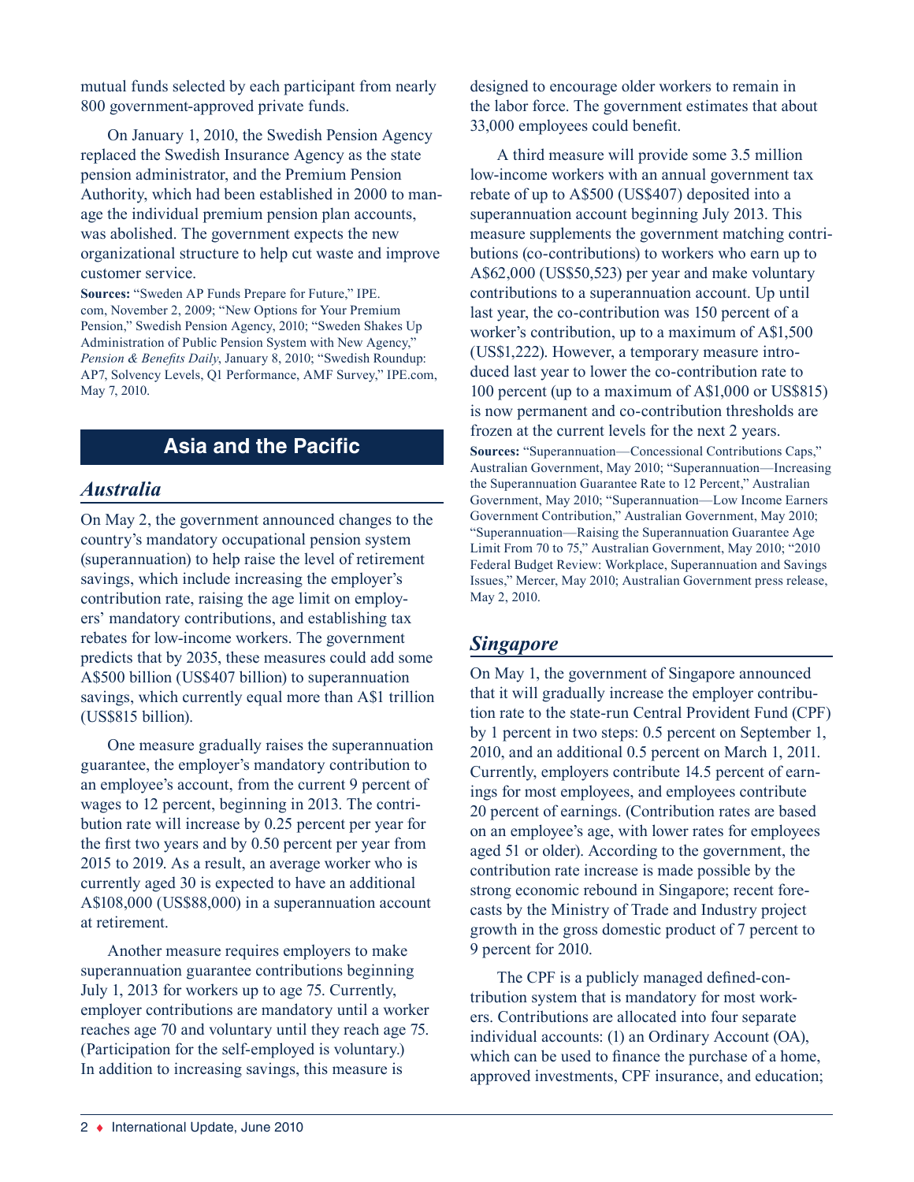mutual funds selected by each participant from nearly 800 government-approved private funds.

On January 1, 2010, the Swedish Pension Agency replaced the Swedish Insurance Agency as the state pension administrator, and the Premium Pension Authority, which had been established in 2000 to manage the individual premium pension plan accounts, was abolished. The government expects the new organizational structure to help cut waste and improve customer service.

**Sources:** "Sweden AP Funds Prepare for Future," IPE.com, November 2, 2009; "New Options for Your Premium Pension," Swedish Pension Agency, 2010; "Sweden Shakes Up Administration of Public Pension System with New Agency," *Pension & Benefits Daily*, January 8, 2010; "Swedish Roundup: AP7, Solvency Levels, Q1 Performance, AMF Survey," IPE.com, May 7, 2010.

## Asia and the Pacific

### *Australia*

On May 2, the government announced changes to the country's mandatory occupational pension system (superannuation) to help raise the level of retirement savings, which include increasing the employer's contribution rate, raising the age limit on employers' mandatory contributions, and establishing tax rebates for low-income workers. The government predicts that by 2035, these measures could add some A$500 billion (US$407 billion) to superannuation savings, which currently equal more than A$1 trillion (US$815 billion).

One measure gradually raises the superannuation guarantee, the employer's mandatory contribution to an employee's account, from the current 9 percent of wages to 12 percent, beginning in 2013. The contribution rate will increase by 0.25 percent per year for the first two years and by 0.50 percent per year from 2015 to 2019. As a result, an average worker who is currently aged 30 is expected to have an additional A$108,000 (US$88,000) in a superannuation account at retirement.

Another measure requires employers to make superannuation guarantee contributions beginning July 1, 2013 for workers up to age 75. Currently, employer contributions are mandatory until a worker reaches age 70 and voluntary until they reach age 75. (Participation for the self-employed is voluntary.) In addition to increasing savings, this measure is designed to encourage older workers to remain in the labor force. The government estimates that about 33,000 employees could benefit.

A third measure will provide some 3.5 million low-income workers with an annual government tax rebate of up to A$500 (US$407) deposited into a superannuation account beginning July 2013. This measure supplements the government matching contributions (co-contributions) to workers who earn up to A$62,000 (US$50,523) per year and make voluntary contributions to a superannuation account. Up until last year, the co-contribution was 150 percent of a worker's contribution, up to a maximum of A$1,500 (US$1,222). However, a temporary measure introduced last year to lower the co-contribution rate to 100 percent (up to a maximum of A$1,000 or US$815) is now permanent and co-contribution thresholds are frozen at the current levels for the next 2 years.

**Sources:** "Superannuation—Concessional Contributions Caps," Australian Government, May 2010; "Superannuation—Increasing the Superannuation Guarantee Rate to 12 Percent," Australian Government, May 2010; "Superannuation—Low Income Earners Government Contribution," Australian Government, May 2010; "Superannuation—Raising the Superannuation Guarantee Age Limit From 70 to 75," Australian Government, May 2010; "2010 Federal Budget Review: Workplace, Superannuation and Savings Issues," Mercer, May 2010; Australian Government press release, May 2, 2010.

### *Singapore*

On May 1, the government of Singapore announced that it will gradually increase the employer contribution rate to the state-run Central Provident Fund (CPF) by 1 percent in two steps: 0.5 percent on September 1, 2010, and an additional 0.5 percent on March 1, 2011. Currently, employers contribute 14.5 percent of earnings for most employees, and employees contribute 20 percent of earnings. (Contribution rates are based on an employee's age, with lower rates for employees aged 51 or older). According to the government, the contribution rate increase is made possible by the strong economic rebound in Singapore; recent forecasts by the Ministry of Trade and Industry project growth in the gross domestic product of 7 percent to 9 percent for 2010.

The CPF is a publicly managed defined-contribution system that is mandatory for most workers. Contributions are allocated into four separate individual accounts: (1) an Ordinary Account (OA), which can be used to finance the purchase of a home, approved investments, CPF insurance, and education;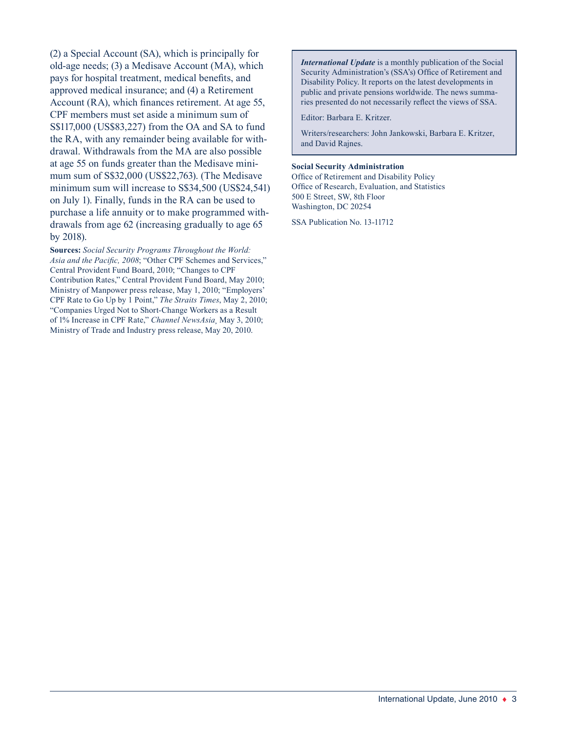(2) a Special Account (SA), which is principally for old-age needs; (3) a Medisave Account (MA), which pays for hospital treatment, medical benefits, and approved medical insurance; and (4) a Retirement Account (RA), which finances retirement. At age 55, CPF members must set aside a minimum sum of S$117,000 (US$83,227) from the OA and SA to fund the RA, with any remainder being available for withdrawal. Withdrawals from the MA are also possible at age 55 on funds greater than the Medisave minimum sum of S$32,000 (US$22,763). (The Medisave minimum sum will increase to S$34,500 (US$24,541) on July 1). Finally, funds in the RA can be used to purchase a life annuity or to make programmed withdrawals from age 62 (increasing gradually to age 65 by 2018).

**Sources:** *Social Security Programs Throughout the World: Asia and the Pacific, 2008*; "Other CPF Schemes and Services," Central Provident Fund Board, 2010; "Changes to CPF Contribution Rates," Central Provident Fund Board, May 2010; Ministry of Manpower press release, May 1, 2010; "Employers' CPF Rate to Go Up by 1 Point," *The Straits Times*, May 2, 2010; "Companies Urged Not to Short-Change Workers as a Result of 1% Increase in CPF Rate," *Channel NewsAsia*, May 3, 2010; Ministry of Trade and Industry press release, May 20, 2010.

***International Update*** is a monthly publication of the Social Security Administration's (SSA's) Office of Retirement and Disability Policy. It reports on the latest developments in public and private pensions worldwide. The news summaries presented do not necessarily reflect the views of SSA.

Editor: Barbara E. Kritzer.

Writers/researchers: John Jankowski, Barbara E. Kritzer, and David Rajnes.

**Social Security Administration**
Office of Retirement and Disability Policy
Office of Research, Evaluation, and Statistics
500 E Street, SW, 8th Floor
Washington, DC 20254

SSA Publication No. 13-11712